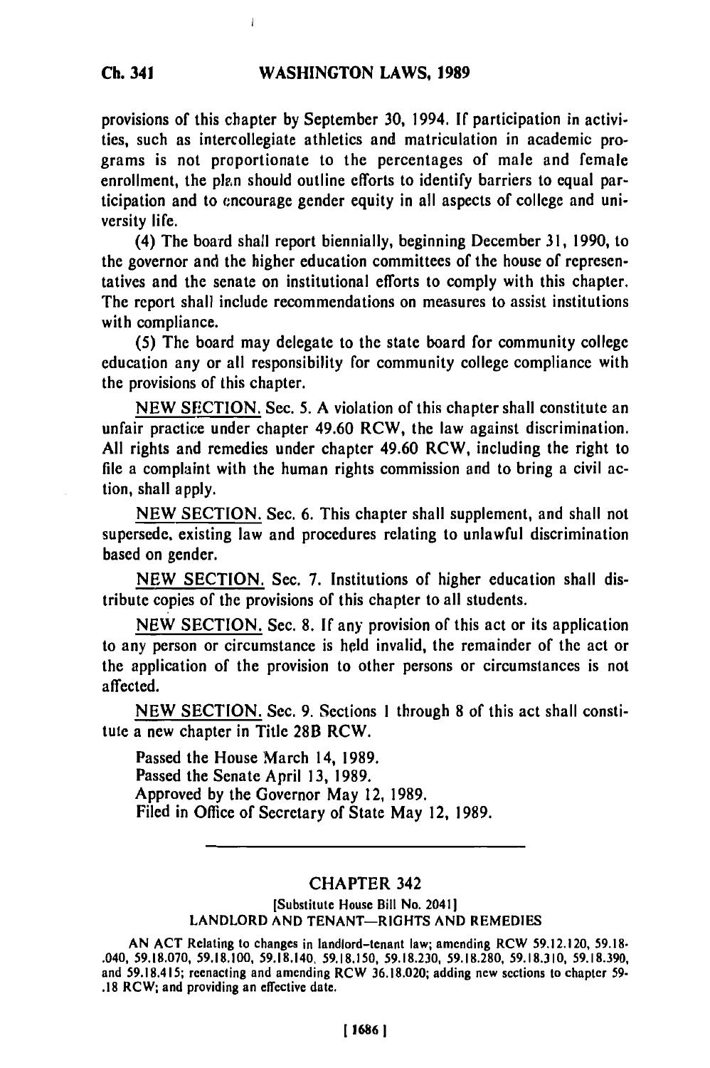provisions of this chapter by September 30, 1994. If participation in activities, such as intercollegiate athletics and matriculation in academic programs is not proportionate to the percentages of male and female enrollment, the plan should outline efforts to identify barriers to equal participation and to encourage gender equity in all aspects of college and university life.

(4) The board shall report biennially, beginning December 31, 1990, to the governor and the higher education committees of the house of representatives and the senate on institutional efforts to comply with this chapter. The report shall include recommendations on measures to assist institutions with compliance.

(5) The board may delegate to the state board for community college education any or all responsibility for community college compliance with the provisions of this chapter.

NEW SECTION. Sec. 5. A violation of this chapter shall constitute an unfair practice under chapter 49.60 RCW, the law against discrimination. All rights and remedies under chapter 49.60 RCW, including the right to file a complaint with the human rights commission and to bring a civil action, shall apply.

NEW SECTION. Sec. 6. This chapter shall supplement, and shall not supersede, existing law and procedures relating to unlawful discrimination based on gender.

NEW SECTION. Sec. 7. Institutions of higher education shall distribute copies of the provisions of this chapter to all students.

NEW SECTION. Sec. 8. If any provision of this act or its application to any person or circumstance is held invalid, the remainder of the act or the application of the provision to other persons or circumstances is not affected.

NEW SECTION. Sec. 9. Sections 1 through 8 of this act shall constitute a new chapter in Title 28B RCW.

Passed the House March 14, 1989.
Passed the Senate April 13, 1989.
Approved by the Governor May 12, 1989.
Filed in Office of Secretary of State May 12, 1989.

---

## CHAPTER 342

[Substitute House Bill No. 2041]
LANDLORD AND TENANT—RIGHTS AND REMEDIES

AN ACT Relating to changes in landlord-tenant law; amending RCW 59.12.120, 59.18.040, 59.18.070, 59.18.100, 59.18.140, 59.18.150, 59.18.230, 59.18.280, 59.18.310, 59.18.390, and 59.18.415; reenacting and amending RCW 36.18.020; adding new sections to chapter 59.18 RCW; and providing an effective date.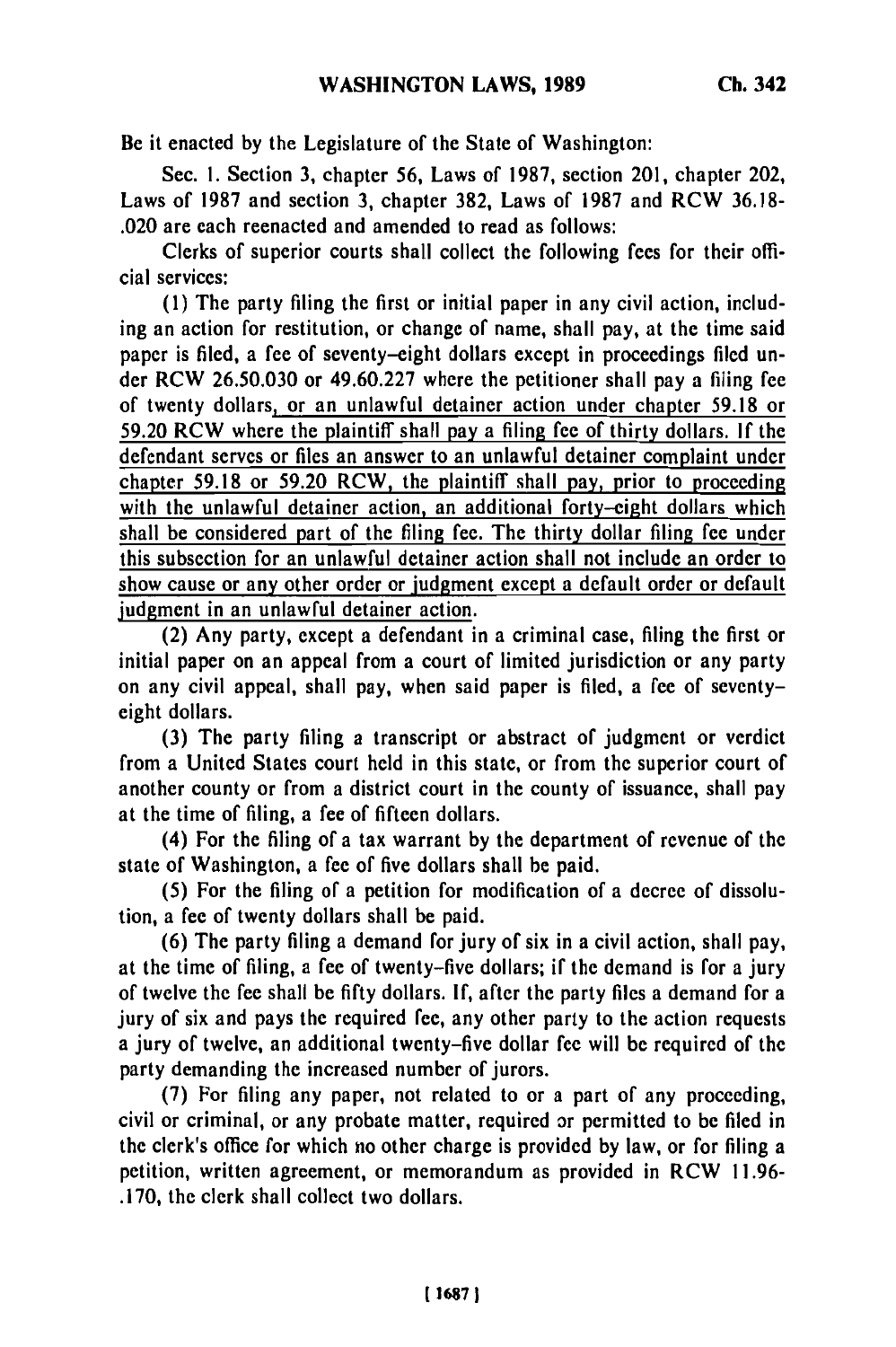Be it enacted by the Legislature of the State of Washington:

Sec. 1. Section 3, chapter 56, Laws of 1987, section 201, chapter 202, Laws of 1987 and section 3, chapter 382, Laws of 1987 and RCW 36.18-.020 are each reenacted and amended to read as follows:

Clerks of superior courts shall collect the following fees for their official services:

(1) The party filing the first or initial paper in any civil action, including an action for restitution, or change of name, shall pay, at the time said paper is filed, a fee of seventy-eight dollars except in proceedings filed under RCW 26.50.030 or 49.60.227 where the petitioner shall pay a filing fee of twenty dollars, or an unlawful detainer action under chapter 59.18 or 59.20 RCW where the plaintiff shall pay a filing fee of thirty dollars. If the defendant serves or files an answer to an unlawful detainer complaint under chapter 59.18 or 59.20 RCW, the plaintiff shall pay, prior to proceeding with the unlawful detainer action, an additional forty-eight dollars which shall be considered part of the filing fee. The thirty dollar filing fee under this subsection for an unlawful detainer action shall not include an order to show cause or any other order or judgment except a default order or default judgment in an unlawful detainer action.

(2) Any party, except a defendant in a criminal case, filing the first or initial paper on an appeal from a court of limited jurisdiction or any party on any civil appeal, shall pay, when said paper is filed, a fee of seventy-eight dollars.

(3) The party filing a transcript or abstract of judgment or verdict from a United States court held in this state, or from the superior court of another county or from a district court in the county of issuance, shall pay at the time of filing, a fee of fifteen dollars.

(4) For the filing of a tax warrant by the department of revenue of the state of Washington, a fee of five dollars shall be paid.

(5) For the filing of a petition for modification of a decree of dissolution, a fee of twenty dollars shall be paid.

(6) The party filing a demand for jury of six in a civil action, shall pay, at the time of filing, a fee of twenty-five dollars; if the demand is for a jury of twelve the fee shall be fifty dollars. If, after the party files a demand for a jury of six and pays the required fee, any other party to the action requests a jury of twelve, an additional twenty-five dollar fee will be required of the party demanding the increased number of jurors.

(7) For filing any paper, not related to or a part of any proceeding, civil or criminal, or any probate matter, required or permitted to be filed in the clerk's office for which no other charge is provided by law, or for filing a petition, written agreement, or memorandum as provided in RCW 11.96-.170, the clerk shall collect two dollars.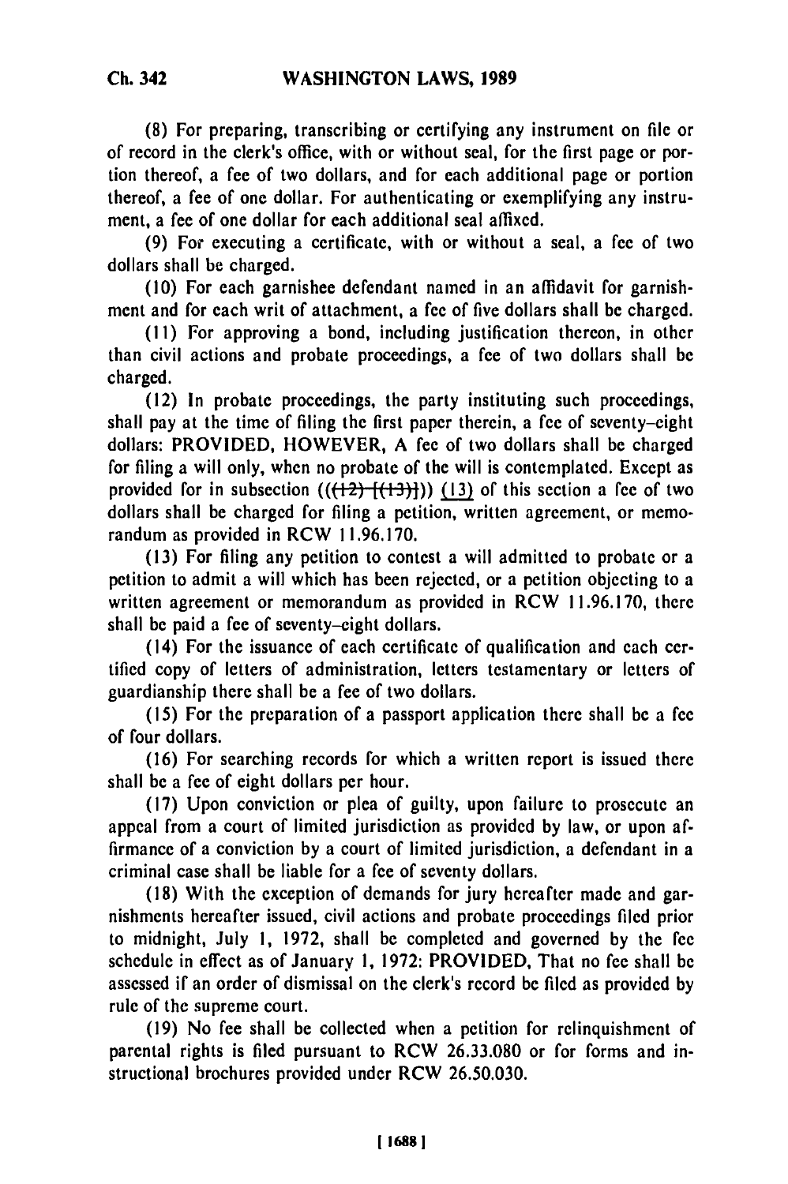(8) For preparing, transcribing or certifying any instrument on file or of record in the clerk's office, with or without seal, for the first page or portion thereof, a fee of two dollars, and for each additional page or portion thereof, a fee of one dollar. For authenticating or exemplifying any instrument, a fee of one dollar for each additional seal affixed.

(9) For executing a certificate, with or without a seal, a fee of two dollars shall be charged.

(10) For each garnishee defendant named in an affidavit for garnishment and for each writ of attachment, a fee of five dollars shall be charged.

(11) For approving a bond, including justification thereon, in other than civil actions and probate proceedings, a fee of two dollars shall be charged.

(12) In probate proceedings, the party instituting such proceedings, shall pay at the time of filing the first paper therein, a fee of seventy-eight dollars: PROVIDED, HOWEVER, A fee of two dollars shall be charged for filing a will only, when no probate of the will is contemplated. Except as provided for in subsection (((12) [(13)])) (13) of this section a fee of two dollars shall be charged for filing a petition, written agreement, or memorandum as provided in RCW 11.96.170.

(13) For filing any petition to contest a will admitted to probate or a petition to admit a will which has been rejected, or a petition objecting to a written agreement or memorandum as provided in RCW 11.96.170, there shall be paid a fee of seventy-eight dollars.

(14) For the issuance of each certificate of qualification and each certified copy of letters of administration, letters testamentary or letters of guardianship there shall be a fee of two dollars.

(15) For the preparation of a passport application there shall be a fee of four dollars.

(16) For searching records for which a written report is issued there shall be a fee of eight dollars per hour.

(17) Upon conviction or plea of guilty, upon failure to prosecute an appeal from a court of limited jurisdiction as provided by law, or upon affirmance of a conviction by a court of limited jurisdiction, a defendant in a criminal case shall be liable for a fee of seventy dollars.

(18) With the exception of demands for jury hereafter made and garnishments hereafter issued, civil actions and probate proceedings filed prior to midnight, July 1, 1972, shall be completed and governed by the fee schedule in effect as of January 1, 1972: PROVIDED, That no fee shall be assessed if an order of dismissal on the clerk's record be filed as provided by rule of the supreme court.

(19) No fee shall be collected when a petition for relinquishment of parental rights is filed pursuant to RCW 26.33.080 or for forms and instructional brochures provided under RCW 26.50.030.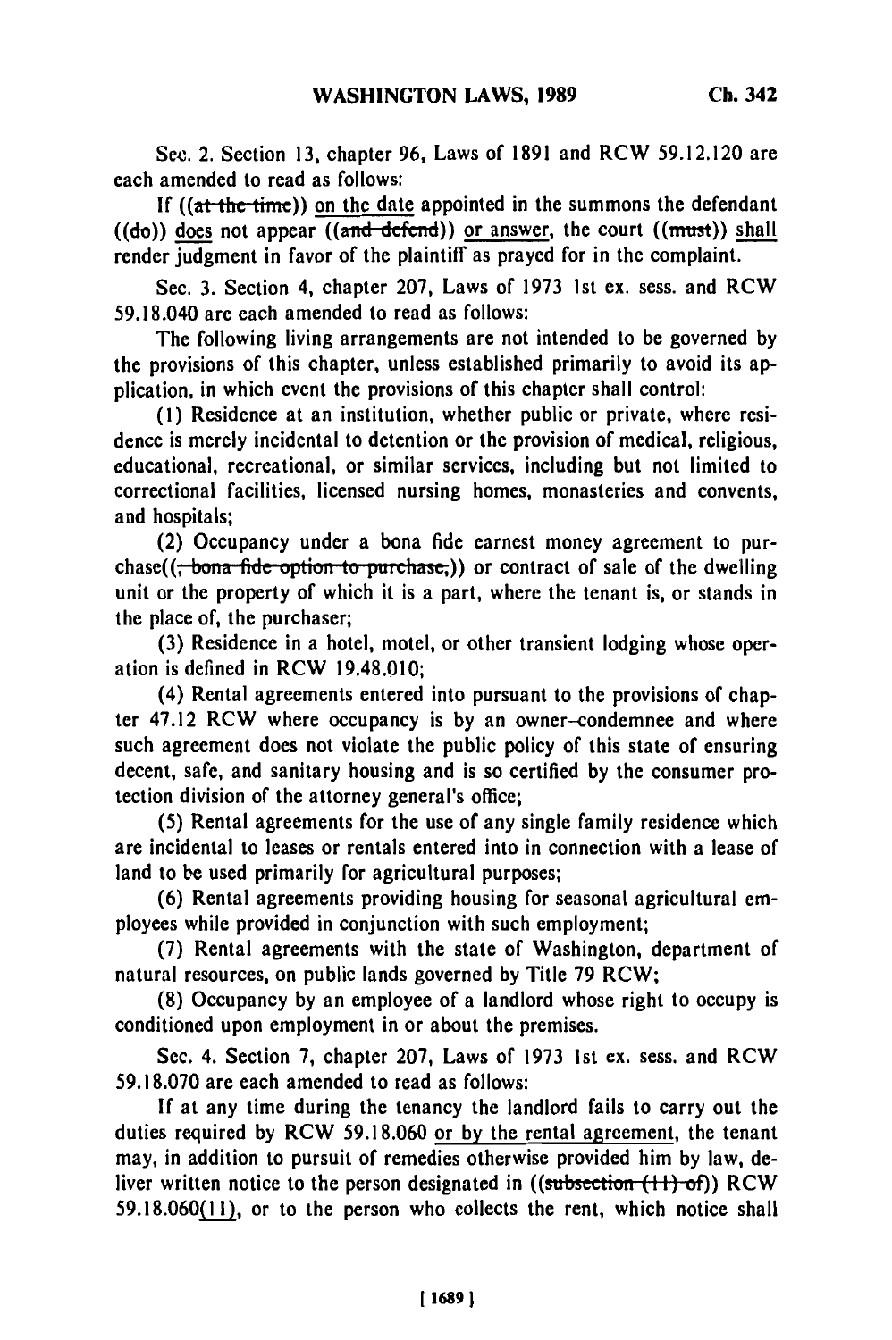Sec. 2. Section 13, chapter 96, Laws of 1891 and RCW 59.12.120 are each amended to read as follows:

If ((~~at the time~~)) <u>on the date</u> appointed in the summons the defendant ((~~do~~)) <u>does</u> not appear ((~~and defend~~)) <u>or answer</u>, the court ((~~must~~)) <u>shall</u> render judgment in favor of the plaintiff as prayed for in the complaint.

Sec. 3. Section 4, chapter 207, Laws of 1973 1st ex. sess. and RCW 59.18.040 are each amended to read as follows:

The following living arrangements are not intended to be governed by the provisions of this chapter, unless established primarily to avoid its application, in which event the provisions of this chapter shall control:

(1) Residence at an institution, whether public or private, where residence is merely incidental to detention or the provision of medical, religious, educational, recreational, or similar services, including but not limited to correctional facilities, licensed nursing homes, monasteries and convents, and hospitals;

(2) Occupancy under a bona fide earnest money agreement to purchase((~~, bona fide option to purchase,~~)) or contract of sale of the dwelling unit or the property of which it is a part, where the tenant is, or stands in the place of, the purchaser;

(3) Residence in a hotel, motel, or other transient lodging whose operation is defined in RCW 19.48.010;

(4) Rental agreements entered into pursuant to the provisions of chapter 47.12 RCW where occupancy is by an owner-condemnee and where such agreement does not violate the public policy of this state of ensuring decent, safe, and sanitary housing and is so certified by the consumer protection division of the attorney general's office;

(5) Rental agreements for the use of any single family residence which are incidental to leases or rentals entered into in connection with a lease of land to be used primarily for agricultural purposes;

(6) Rental agreements providing housing for seasonal agricultural employees while provided in conjunction with such employment;

(7) Rental agreements with the state of Washington, department of natural resources, on public lands governed by Title 79 RCW;

(8) Occupancy by an employee of a landlord whose right to occupy is conditioned upon employment in or about the premises.

Sec. 4. Section 7, chapter 207, Laws of 1973 1st ex. sess. and RCW 59.18.070 are each amended to read as follows:

If at any time during the tenancy the landlord fails to carry out the duties required by RCW 59.18.060 <u>or by the rental agreement</u>, the tenant may, in addition to pursuit of remedies otherwise provided him by law, deliver written notice to the person designated in ((~~subsection (11) of~~)) RCW 59.18.060<u>(11)</u>, or to the person who collects the rent, which notice shall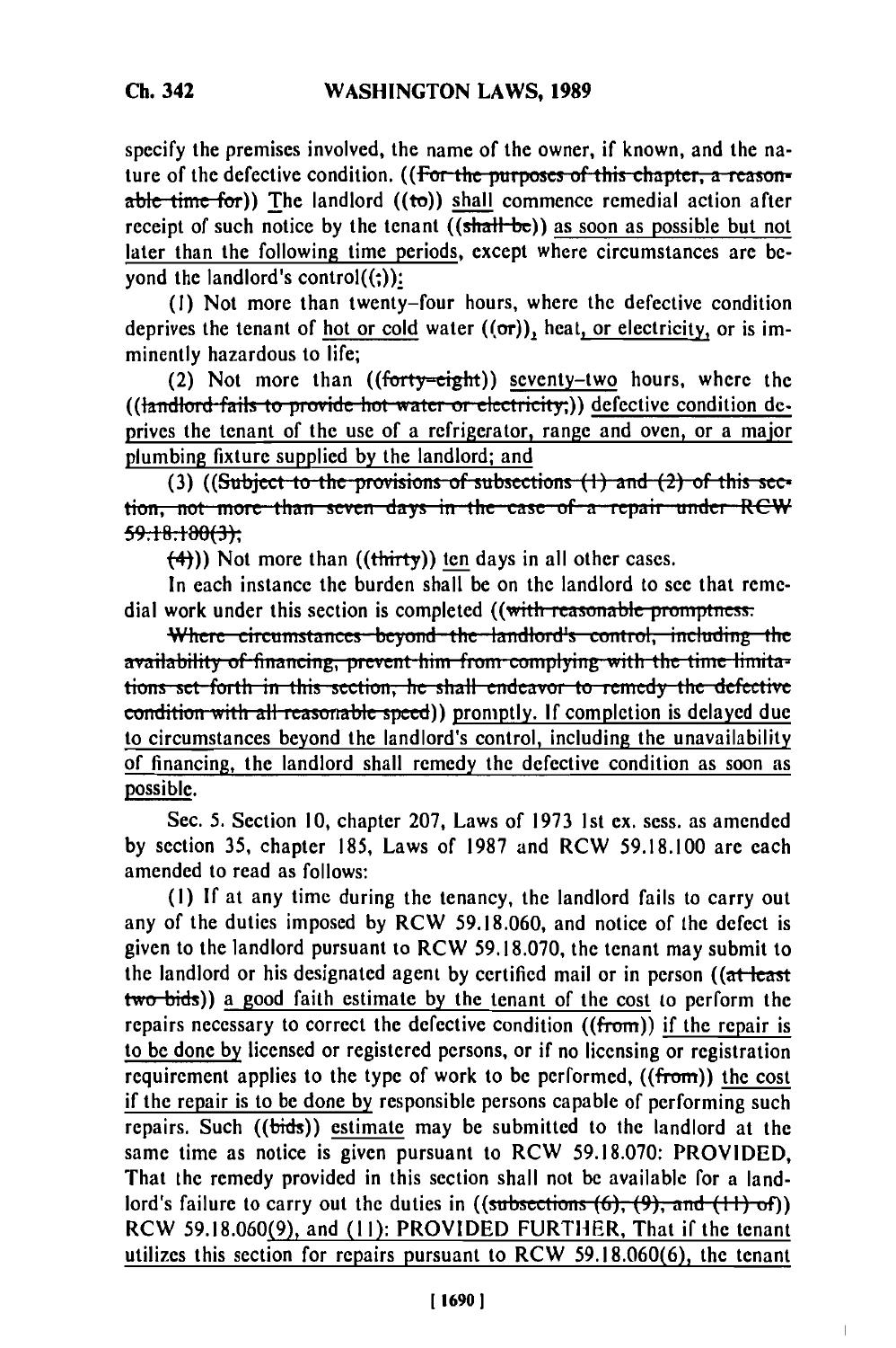specify the premises involved, the name of the owner, if known, and the nature of the defective condition. ((For the purposes of this chapter, a reasonable time for)) The landlord ((to)) shall commence remedial action after receipt of such notice by the tenant ((shall be)) as soon as possible but not later than the following time periods, except where circumstances are beyond the landlord's control((;)):

(1) Not more than twenty-four hours, where the defective condition deprives the tenant of hot or cold water ((or)), heat, or electricity, or is imminently hazardous to life;

(2) Not more than ((forty-eight)) seventy-two hours, where the ((landlord fails to provide hot water or electricity;)) defective condition deprives the tenant of the use of a refrigerator, range and oven, or a major plumbing fixture supplied by the landlord; and

(3) ((Subject to the provisions of subsections (1) and (2) of this section, not more than seven days in the case of a repair under RCW 59.18.100(3);

(4))) Not more than ((thirty)) ten days in all other cases.

In each instance the burden shall be on the landlord to see that remedial work under this section is completed ((with reasonable promptness.

Where circumstances beyond the landlord's control, including the availability of financing, prevent him from complying with the time limitations set forth in this section, he shall endeavor to remedy the defective condition with all reasonable speed)) promptly. If completion is delayed due to circumstances beyond the landlord's control, including the unavailability of financing, the landlord shall remedy the defective condition as soon as possible.

Sec. 5. Section 10, chapter 207, Laws of 1973 1st ex. sess. as amended by section 35, chapter 185, Laws of 1987 and RCW 59.18.100 are each amended to read as follows:

(1) If at any time during the tenancy, the landlord fails to carry out any of the duties imposed by RCW 59.18.060, and notice of the defect is given to the landlord pursuant to RCW 59.18.070, the tenant may submit to the landlord or his designated agent by certified mail or in person ((at least two bids)) a good faith estimate by the tenant of the cost to perform the repairs necessary to correct the defective condition ((from)) if the repair is to be done by licensed or registered persons, or if no licensing or registration requirement applies to the type of work to be performed, ((from)) the cost if the repair is to be done by responsible persons capable of performing such repairs. Such ((bids)) estimate may be submitted to the landlord at the same time as notice is given pursuant to RCW 59.18.070: PROVIDED, That the remedy provided in this section shall not be available for a landlord's failure to carry out the duties in ((subsections (6), (9), and (11) of)) RCW 59.18.060(9), and (11): PROVIDED FURTHER, That if the tenant utilizes this section for repairs pursuant to RCW 59.18.060(6), the tenant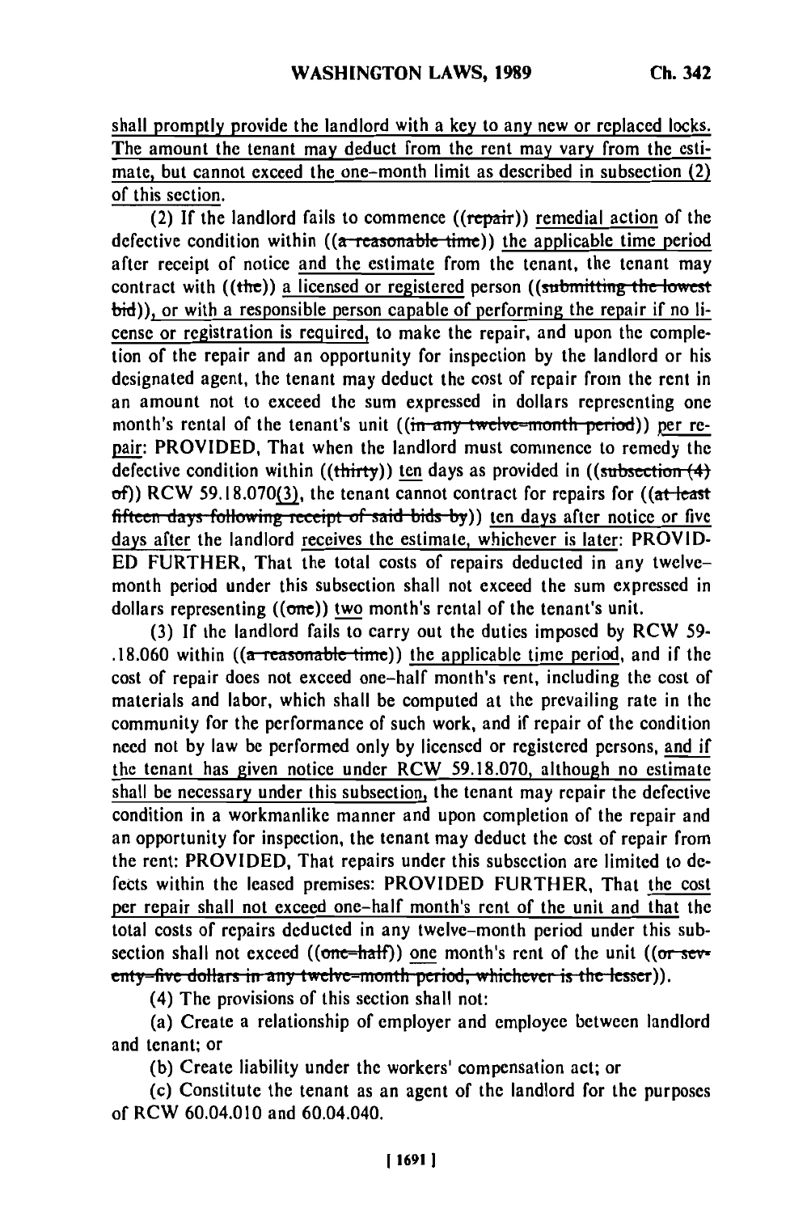shall promptly provide the landlord with a key to any new or replaced locks. The amount the tenant may deduct from the rent may vary from the estimate, but cannot exceed the one-month limit as described in subsection (2) of this section.

(2) If the landlord fails to commence ((~~repair~~)) remedial action of the defective condition within ((~~a reasonable time~~)) the applicable time period after receipt of notice and the estimate from the tenant, the tenant may contract with ((~~the~~)) a licensed or registered person ((~~submitting the lowest bid~~)), or with a responsible person capable of performing the repair if no license or registration is required, to make the repair, and upon the completion of the repair and an opportunity for inspection by the landlord or his designated agent, the tenant may deduct the cost of repair from the rent in an amount not to exceed the sum expressed in dollars representing one month's rental of the tenant's unit ((~~in any twelve-month period~~)) per repair: PROVIDED, That when the landlord must commence to remedy the defective condition within ((~~thirty~~)) ten days as provided in ((~~subsection (4) of~~)) RCW 59.18.070(3), the tenant cannot contract for repairs for ((~~at least fifteen days following receipt of said bids by~~)) ten days after notice or five days after the landlord receives the estimate, whichever is later: PROVIDED FURTHER, That the total costs of repairs deducted in any twelve-month period under this subsection shall not exceed the sum expressed in dollars representing ((~~one~~)) two month's rental of the tenant's unit.

(3) If the landlord fails to carry out the duties imposed by RCW 59.18.060 within ((~~a reasonable time~~)) the applicable time period, and if the cost of repair does not exceed one-half month's rent, including the cost of materials and labor, which shall be computed at the prevailing rate in the community for the performance of such work, and if repair of the condition need not by law be performed only by licensed or registered persons, and if the tenant has given notice under RCW 59.18.070, although no estimate shall be necessary under this subsection, the tenant may repair the defective condition in a workmanlike manner and upon completion of the repair and an opportunity for inspection, the tenant may deduct the cost of repair from the rent: PROVIDED, That repairs under this subsection are limited to defects within the leased premises: PROVIDED FURTHER, That the cost per repair shall not exceed one-half month's rent of the unit and that the total costs of repairs deducted in any twelve-month period under this subsection shall not exceed ((~~one-half~~)) one month's rent of the unit ((~~or seventy-five dollars in any twelve-month period, whichever is the lesser~~)).

(4) The provisions of this section shall not:

(a) Create a relationship of employer and employee between landlord and tenant; or

(b) Create liability under the workers' compensation act; or

(c) Constitute the tenant as an agent of the landlord for the purposes of RCW 60.04.010 and 60.04.040.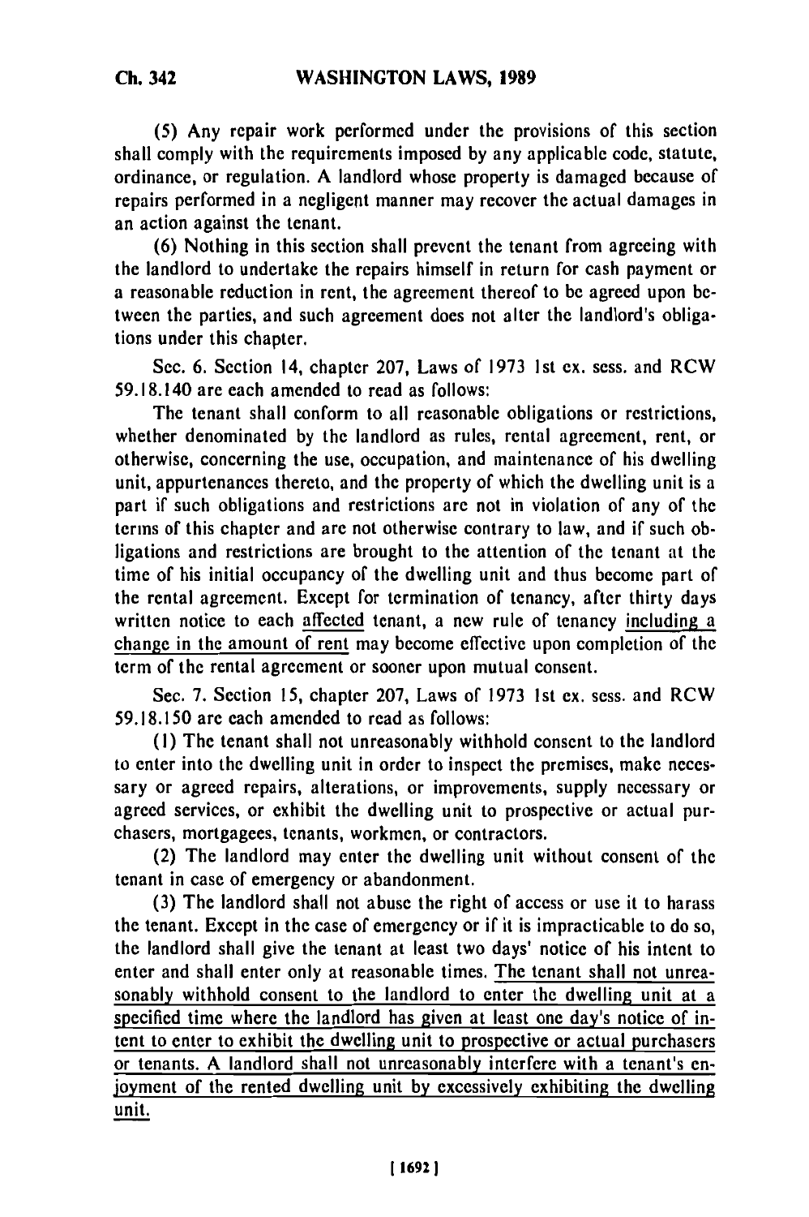(5) Any repair work performed under the provisions of this section shall comply with the requirements imposed by any applicable code, statute, ordinance, or regulation. A landlord whose property is damaged because of repairs performed in a negligent manner may recover the actual damages in an action against the tenant.

(6) Nothing in this section shall prevent the tenant from agreeing with the landlord to undertake the repairs himself in return for cash payment or a reasonable reduction in rent, the agreement thereof to be agreed upon between the parties, and such agreement does not alter the landlord's obligations under this chapter.

Sec. 6. Section 14, chapter 207, Laws of 1973 1st ex. sess. and RCW 59.18.140 are each amended to read as follows:

The tenant shall conform to all reasonable obligations or restrictions, whether denominated by the landlord as rules, rental agreement, rent, or otherwise, concerning the use, occupation, and maintenance of his dwelling unit, appurtenances thereto, and the property of which the dwelling unit is a part if such obligations and restrictions are not in violation of any of the terms of this chapter and are not otherwise contrary to law, and if such obligations and restrictions are brought to the attention of the tenant at the time of his initial occupancy of the dwelling unit and thus become part of the rental agreement. Except for termination of tenancy, after thirty days written notice to each <u>affected</u> tenant, a new rule of tenancy <u>including a change in the amount of rent</u> may become effective upon completion of the term of the rental agreement or sooner upon mutual consent.

Sec. 7. Section 15, chapter 207, Laws of 1973 1st ex. sess. and RCW 59.18.150 are each amended to read as follows:

(1) The tenant shall not unreasonably withhold consent to the landlord to enter into the dwelling unit in order to inspect the premises, make necessary or agreed repairs, alterations, or improvements, supply necessary or agreed services, or exhibit the dwelling unit to prospective or actual purchasers, mortgagees, tenants, workmen, or contractors.

(2) The landlord may enter the dwelling unit without consent of the tenant in case of emergency or abandonment.

(3) The landlord shall not abuse the right of access or use it to harass the tenant. Except in the case of emergency or if it is impracticable to do so, the landlord shall give the tenant at least two days' notice of his intent to enter and shall enter only at reasonable times. <u>The tenant shall not unreasonably withhold consent to the landlord to enter the dwelling unit at a specified time where the landlord has given at least one day's notice of intent to enter to exhibit the dwelling unit to prospective or actual purchasers or tenants. A landlord shall not unreasonably interfere with a tenant's enjoyment of the rented dwelling unit by excessively exhibiting the dwelling unit.</u>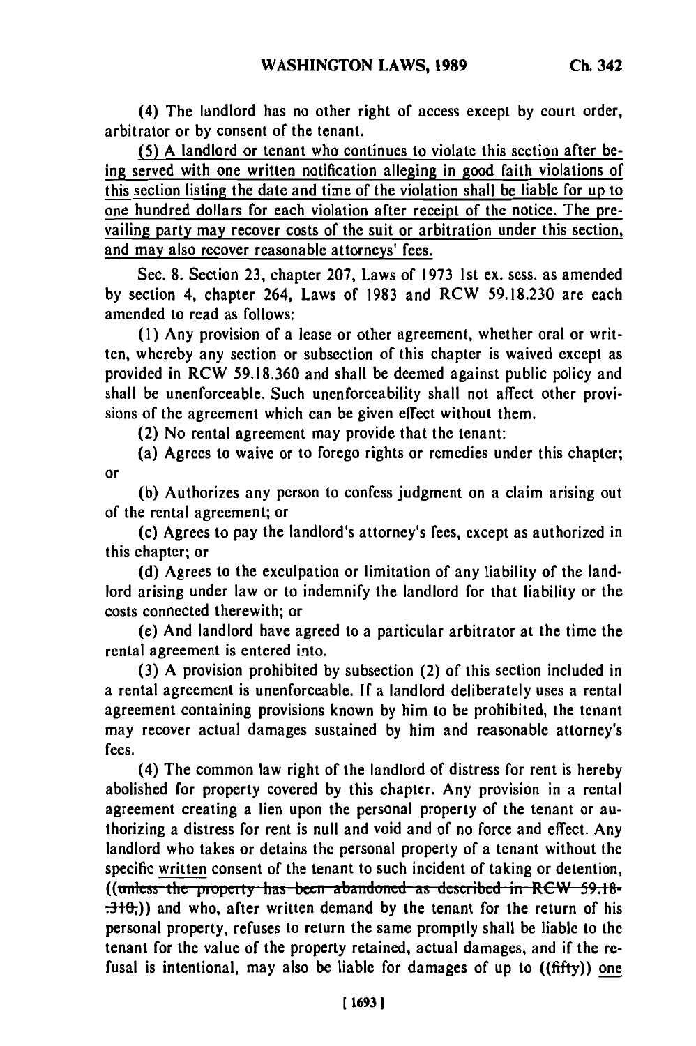(4) The landlord has no other right of access except by court order, arbitrator or by consent of the tenant.

(5) A landlord or tenant who continues to violate this section after being served with one written notification alleging in good faith violations of this section listing the date and time of the violation shall be liable for up to one hundred dollars for each violation after receipt of the notice. The prevailing party may recover costs of the suit or arbitration under this section, and may also recover reasonable attorneys' fees.

Sec. 8. Section 23, chapter 207, Laws of 1973 1st ex. sess. as amended by section 4, chapter 264, Laws of 1983 and RCW 59.18.230 are each amended to read as follows:

(1) Any provision of a lease or other agreement, whether oral or written, whereby any section or subsection of this chapter is waived except as provided in RCW 59.18.360 and shall be deemed against public policy and shall be unenforceable. Such unenforceability shall not affect other provisions of the agreement which can be given effect without them.

(2) No rental agreement may provide that the tenant:

(a) Agrees to waive or to forego rights or remedies under this chapter; or

(b) Authorizes any person to confess judgment on a claim arising out of the rental agreement; or

(c) Agrees to pay the landlord's attorney's fees, except as authorized in this chapter; or

(d) Agrees to the exculpation or limitation of any liability of the landlord arising under law or to indemnify the landlord for that liability or the costs connected therewith; or

(e) And landlord have agreed to a particular arbitrator at the time the rental agreement is entered into.

(3) A provision prohibited by subsection (2) of this section included in a rental agreement is unenforceable. If a landlord deliberately uses a rental agreement containing provisions known by him to be prohibited, the tenant may recover actual damages sustained by him and reasonable attorney's fees.

(4) The common law right of the landlord of distress for rent is hereby abolished for property covered by this chapter. Any provision in a rental agreement creating a lien upon the personal property of the tenant or authorizing a distress for rent is null and void and of no force and effect. Any landlord who takes or detains the personal property of a tenant without the specific written consent of the tenant to such incident of taking or detention, ((~~unless the property has been abandoned as described in RCW 59.18.310,~~)) and who, after written demand by the tenant for the return of his personal property, refuses to return the same promptly shall be liable to the tenant for the value of the property retained, actual damages, and if the refusal is intentional, may also be liable for damages of up to ((~~fifty~~)) one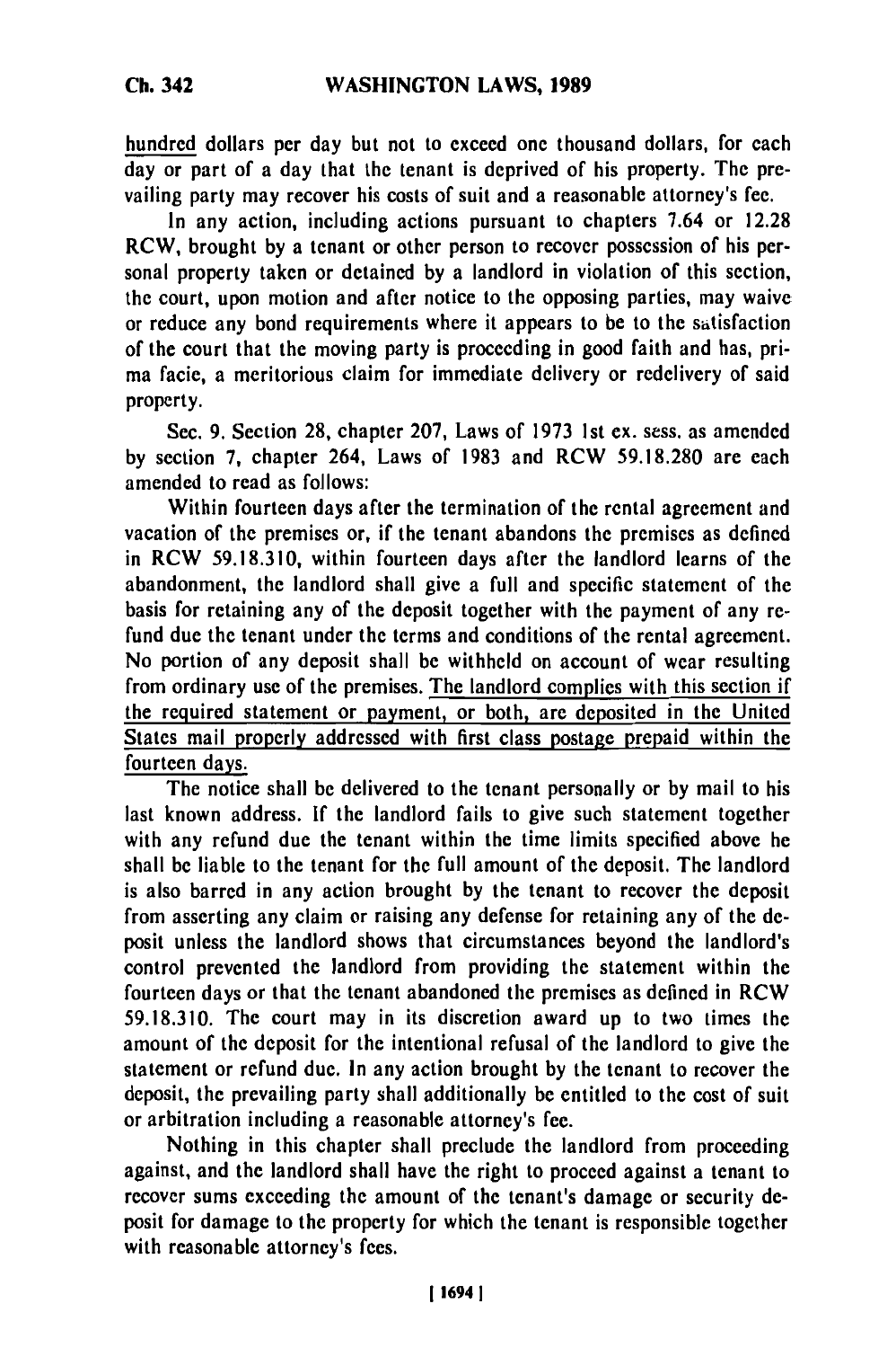hundred dollars per day but not to exceed one thousand dollars, for each day or part of a day that the tenant is deprived of his property. The prevailing party may recover his costs of suit and a reasonable attorney's fee.

In any action, including actions pursuant to chapters 7.64 or 12.28 RCW, brought by a tenant or other person to recover possession of his personal property taken or detained by a landlord in violation of this section, the court, upon motion and after notice to the opposing parties, may waive or reduce any bond requirements where it appears to be to the satisfaction of the court that the moving party is proceeding in good faith and has, prima facie, a meritorious claim for immediate delivery or redelivery of said property.

Sec. 9. Section 28, chapter 207, Laws of 1973 1st ex. sess. as amended by section 7, chapter 264, Laws of 1983 and RCW 59.18.280 are each amended to read as follows:

Within fourteen days after the termination of the rental agreement and vacation of the premises or, if the tenant abandons the premises as defined in RCW 59.18.310, within fourteen days after the landlord learns of the abandonment, the landlord shall give a full and specific statement of the basis for retaining any of the deposit together with the payment of any refund due the tenant under the terms and conditions of the rental agreement. No portion of any deposit shall be withheld on account of wear resulting from ordinary use of the premises. The landlord complies with this section if the required statement or payment, or both, are deposited in the United States mail properly addressed with first class postage prepaid within the fourteen days.

The notice shall be delivered to the tenant personally or by mail to his last known address. If the landlord fails to give such statement together with any refund due the tenant within the time limits specified above he shall be liable to the tenant for the full amount of the deposit. The landlord is also barred in any action brought by the tenant to recover the deposit from asserting any claim or raising any defense for retaining any of the deposit unless the landlord shows that circumstances beyond the landlord's control prevented the landlord from providing the statement within the fourteen days or that the tenant abandoned the premises as defined in RCW 59.18.310. The court may in its discretion award up to two times the amount of the deposit for the intentional refusal of the landlord to give the statement or refund due. In any action brought by the tenant to recover the deposit, the prevailing party shall additionally be entitled to the cost of suit or arbitration including a reasonable attorney's fee.

Nothing in this chapter shall preclude the landlord from proceeding against, and the landlord shall have the right to proceed against a tenant to recover sums exceeding the amount of the tenant's damage or security deposit for damage to the property for which the tenant is responsible together with reasonable attorney's fees.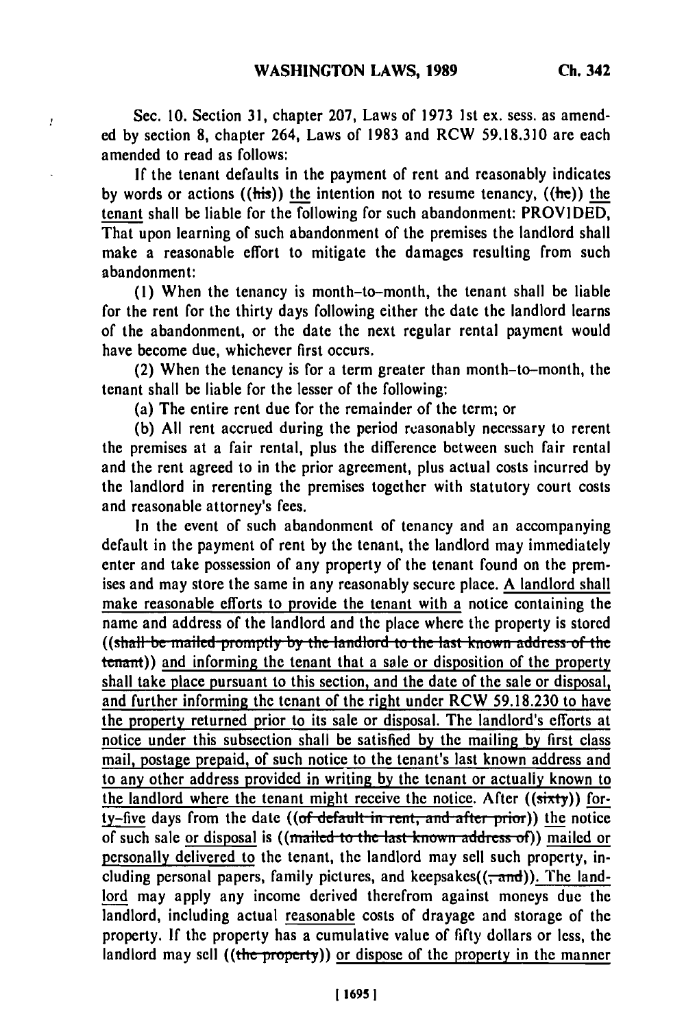Sec. 10. Section 31, chapter 207, Laws of 1973 1st ex. sess. as amended by section 8, chapter 264, Laws of 1983 and RCW 59.18.310 are each amended to read as follows:

If the tenant defaults in the payment of rent and reasonably indicates by words or actions ((his)) the intention not to resume tenancy, ((he)) the tenant shall be liable for the following for such abandonment: PROVIDED, That upon learning of such abandonment of the premises the landlord shall make a reasonable effort to mitigate the damages resulting from such abandonment:

(1) When the tenancy is month-to-month, the tenant shall be liable for the rent for the thirty days following either the date the landlord learns of the abandonment, or the date the next regular rental payment would have become due, whichever first occurs.

(2) When the tenancy is for a term greater than month-to-month, the tenant shall be liable for the lesser of the following:

(a) The entire rent due for the remainder of the term; or

(b) All rent accrued during the period reasonably necessary to rerent the premises at a fair rental, plus the difference between such fair rental and the rent agreed to in the prior agreement, plus actual costs incurred by the landlord in rerenting the premises together with statutory court costs and reasonable attorney's fees.

In the event of such abandonment of tenancy and an accompanying default in the payment of rent by the tenant, the landlord may immediately enter and take possession of any property of the tenant found on the premises and may store the same in any reasonably secure place. A landlord shall make reasonable efforts to provide the tenant with a notice containing the name and address of the landlord and the place where the property is stored ((shall be mailed promptly by the landlord to the last known address of the tenant)) and informing the tenant that a sale or disposition of the property shall take place pursuant to this section, and the date of the sale or disposal, and further informing the tenant of the right under RCW 59.18.230 to have the property returned prior to its sale or disposal. The landlord's efforts at notice under this subsection shall be satisfied by the mailing by first class mail, postage prepaid, of such notice to the tenant's last known address and to any other address provided in writing by the tenant or actually known to the landlord where the tenant might receive the notice. After ((sixty)) forty-five days from the date ((of default in rent, and after prior)) the notice of such sale or disposal is ((mailed to the last known address of)) mailed or personally delivered to the tenant, the landlord may sell such property, including personal papers, family pictures, and keepsakes((, and)). The landlord may apply any income derived therefrom against moneys due the landlord, including actual reasonable costs of drayage and storage of the property. If the property has a cumulative value of fifty dollars or less, the landlord may sell ((the property)) or dispose of the property in the manner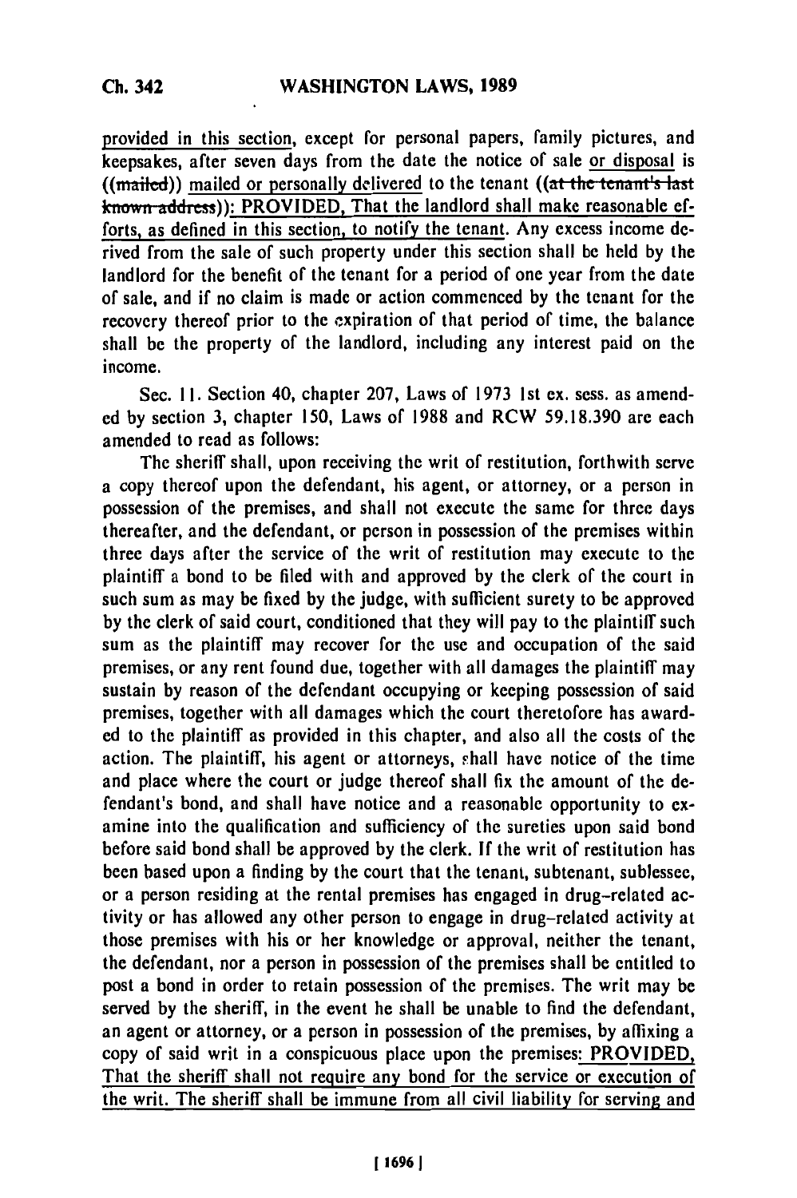provided in this section, except for personal papers, family pictures, and keepsakes, after seven days from the date the notice of sale or disposal is ((mailed)) mailed or personally delivered to the tenant ((at the tenant's last known address)): PROVIDED, That the landlord shall make reasonable efforts, as defined in this section, to notify the tenant. Any excess income derived from the sale of such property under this section shall be held by the landlord for the benefit of the tenant for a period of one year from the date of sale, and if no claim is made or action commenced by the tenant for the recovery thereof prior to the expiration of that period of time, the balance shall be the property of the landlord, including any interest paid on the income.

Sec. 11. Section 40, chapter 207, Laws of 1973 1st ex. sess. as amended by section 3, chapter 150, Laws of 1988 and RCW 59.18.390 are each amended to read as follows:

The sheriff shall, upon receiving the writ of restitution, forthwith serve a copy thereof upon the defendant, his agent, or attorney, or a person in possession of the premises, and shall not execute the same for three days thereafter, and the defendant, or person in possession of the premises within three days after the service of the writ of restitution may execute to the plaintiff a bond to be filed with and approved by the clerk of the court in such sum as may be fixed by the judge, with sufficient surety to be approved by the clerk of said court, conditioned that they will pay to the plaintiff such sum as the plaintiff may recover for the use and occupation of the said premises, or any rent found due, together with all damages the plaintiff may sustain by reason of the defendant occupying or keeping possession of said premises, together with all damages which the court theretofore has awarded to the plaintiff as provided in this chapter, and also all the costs of the action. The plaintiff, his agent or attorneys, shall have notice of the time and place where the court or judge thereof shall fix the amount of the defendant's bond, and shall have notice and a reasonable opportunity to examine into the qualification and sufficiency of the sureties upon said bond before said bond shall be approved by the clerk. If the writ of restitution has been based upon a finding by the court that the tenant, subtenant, sublessee, or a person residing at the rental premises has engaged in drug-related activity or has allowed any other person to engage in drug-related activity at those premises with his or her knowledge or approval, neither the tenant, the defendant, nor a person in possession of the premises shall be entitled to post a bond in order to retain possession of the premises. The writ may be served by the sheriff, in the event he shall be unable to find the defendant, an agent or attorney, or a person in possession of the premises, by affixing a copy of said writ in a conspicuous place upon the premises: PROVIDED, That the sheriff shall not require any bond for the service or execution of the writ. The sheriff shall be immune from all civil liability for serving and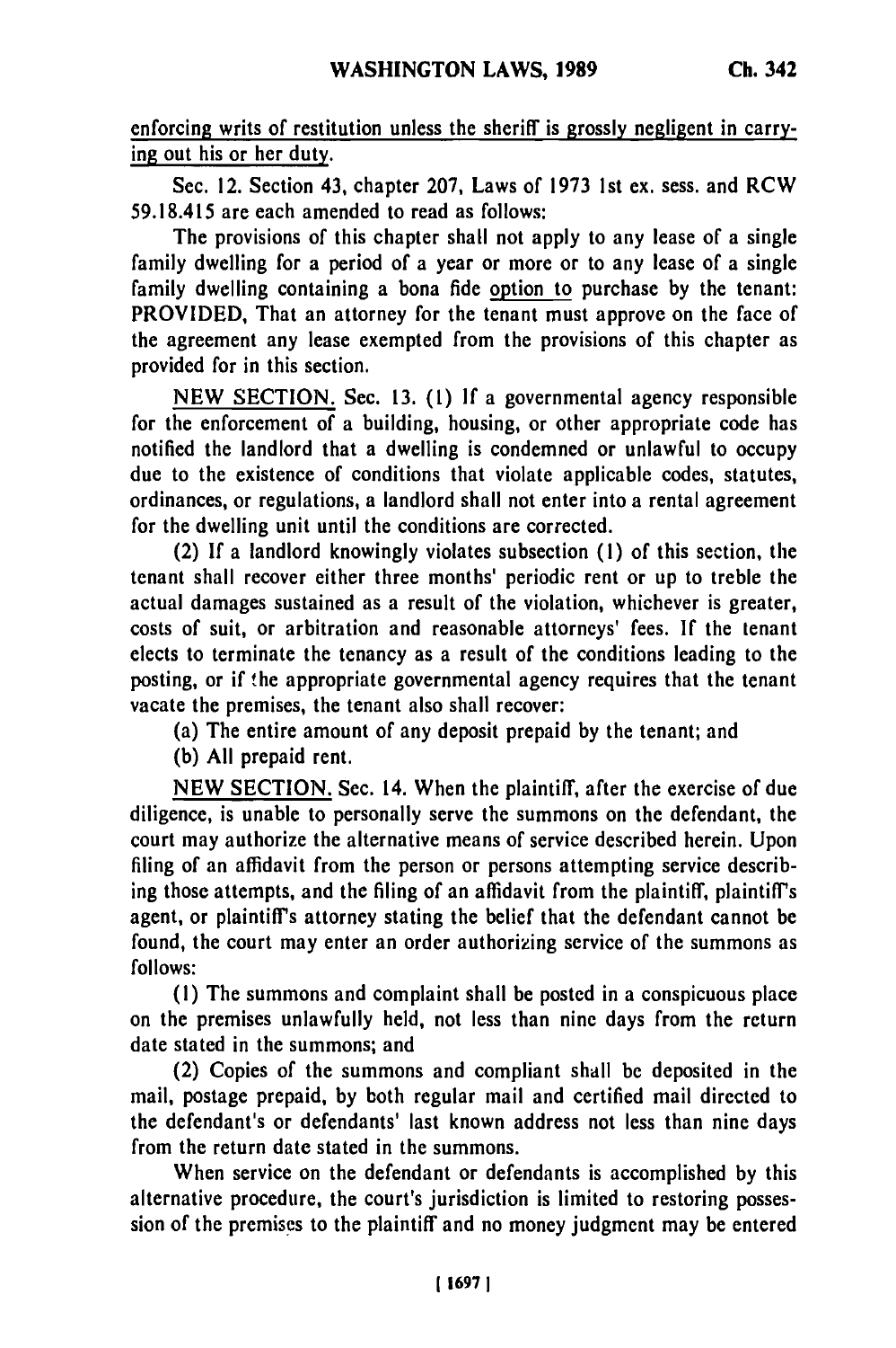enforcing writs of restitution unless the sheriff is grossly negligent in carrying out his or her duty.

Sec. 12. Section 43, chapter 207, Laws of 1973 1st ex. sess. and RCW 59.18.415 are each amended to read as follows:

The provisions of this chapter shall not apply to any lease of a single family dwelling for a period of a year or more or to any lease of a single family dwelling containing a bona fide option to purchase by the tenant: PROVIDED, That an attorney for the tenant must approve on the face of the agreement any lease exempted from the provisions of this chapter as provided for in this section.

NEW SECTION. Sec. 13. (1) If a governmental agency responsible for the enforcement of a building, housing, or other appropriate code has notified the landlord that a dwelling is condemned or unlawful to occupy due to the existence of conditions that violate applicable codes, statutes, ordinances, or regulations, a landlord shall not enter into a rental agreement for the dwelling unit until the conditions are corrected.

(2) If a landlord knowingly violates subsection (1) of this section, the tenant shall recover either three months' periodic rent or up to treble the actual damages sustained as a result of the violation, whichever is greater, costs of suit, or arbitration and reasonable attorneys' fees. If the tenant elects to terminate the tenancy as a result of the conditions leading to the posting, or if the appropriate governmental agency requires that the tenant vacate the premises, the tenant also shall recover:

(a) The entire amount of any deposit prepaid by the tenant; and

(b) All prepaid rent.

NEW SECTION. Sec. 14. When the plaintiff, after the exercise of due diligence, is unable to personally serve the summons on the defendant, the court may authorize the alternative means of service described herein. Upon filing of an affidavit from the person or persons attempting service describing those attempts, and the filing of an affidavit from the plaintiff, plaintiff's agent, or plaintiff's attorney stating the belief that the defendant cannot be found, the court may enter an order authorizing service of the summons as follows:

(1) The summons and complaint shall be posted in a conspicuous place on the premises unlawfully held, not less than nine days from the return date stated in the summons; and

(2) Copies of the summons and compliant shall be deposited in the mail, postage prepaid, by both regular mail and certified mail directed to the defendant's or defendants' last known address not less than nine days from the return date stated in the summons.

When service on the defendant or defendants is accomplished by this alternative procedure, the court's jurisdiction is limited to restoring possession of the premises to the plaintiff and no money judgment may be entered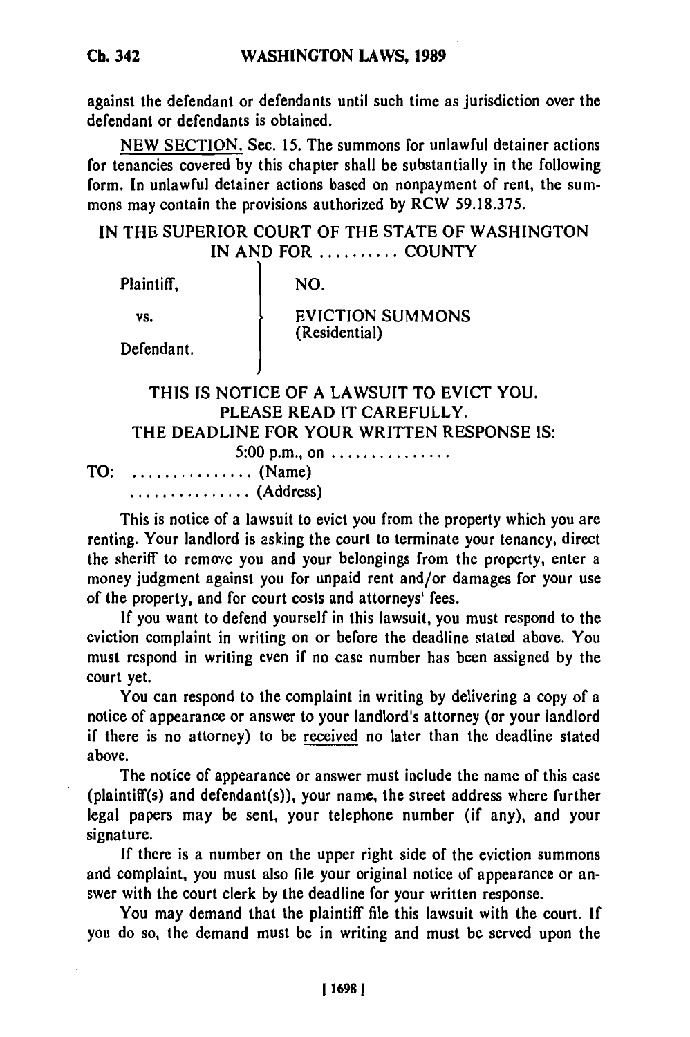against the defendant or defendants until such time as jurisdiction over the defendant or defendants is obtained.

NEW SECTION. Sec. 15. The summons for unlawful detainer actions for tenancies covered by this chapter shall be substantially in the following form. In unlawful detainer actions based on nonpayment of rent, the summons may contain the provisions authorized by RCW 59.18.375.

IN THE SUPERIOR COURT OF THE STATE OF WASHINGTON
IN AND FOR .......... COUNTY

| | |
|---|---|
| Plaintiff, | NO. |
| vs. | EVICTION SUMMONS (Residential) |
| Defendant. | |

THIS IS NOTICE OF A LAWSUIT TO EVICT YOU.
PLEASE READ IT CAREFULLY.
THE DEADLINE FOR YOUR WRITTEN RESPONSE IS:
5:00 p.m., on ...............

TO: ............... (Name)
............... (Address)

This is notice of a lawsuit to evict you from the property which you are renting. Your landlord is asking the court to terminate your tenancy, direct the sheriff to remove you and your belongings from the property, enter a money judgment against you for unpaid rent and/or damages for your use of the property, and for court costs and attorneys' fees.

If you want to defend yourself in this lawsuit, you must respond to the eviction complaint in writing on or before the deadline stated above. You must respond in writing even if no case number has been assigned by the court yet.

You can respond to the complaint in writing by delivering a copy of a notice of appearance or answer to your landlord's attorney (or your landlord if there is no attorney) to be received no later than the deadline stated above.

The notice of appearance or answer must include the name of this case (plaintiff(s) and defendant(s)), your name, the street address where further legal papers may be sent, your telephone number (if any), and your signature.

If there is a number on the upper right side of the eviction summons and complaint, you must also file your original notice of appearance or answer with the court clerk by the deadline for your written response.

You may demand that the plaintiff file this lawsuit with the court. If you do so, the demand must be in writing and must be served upon the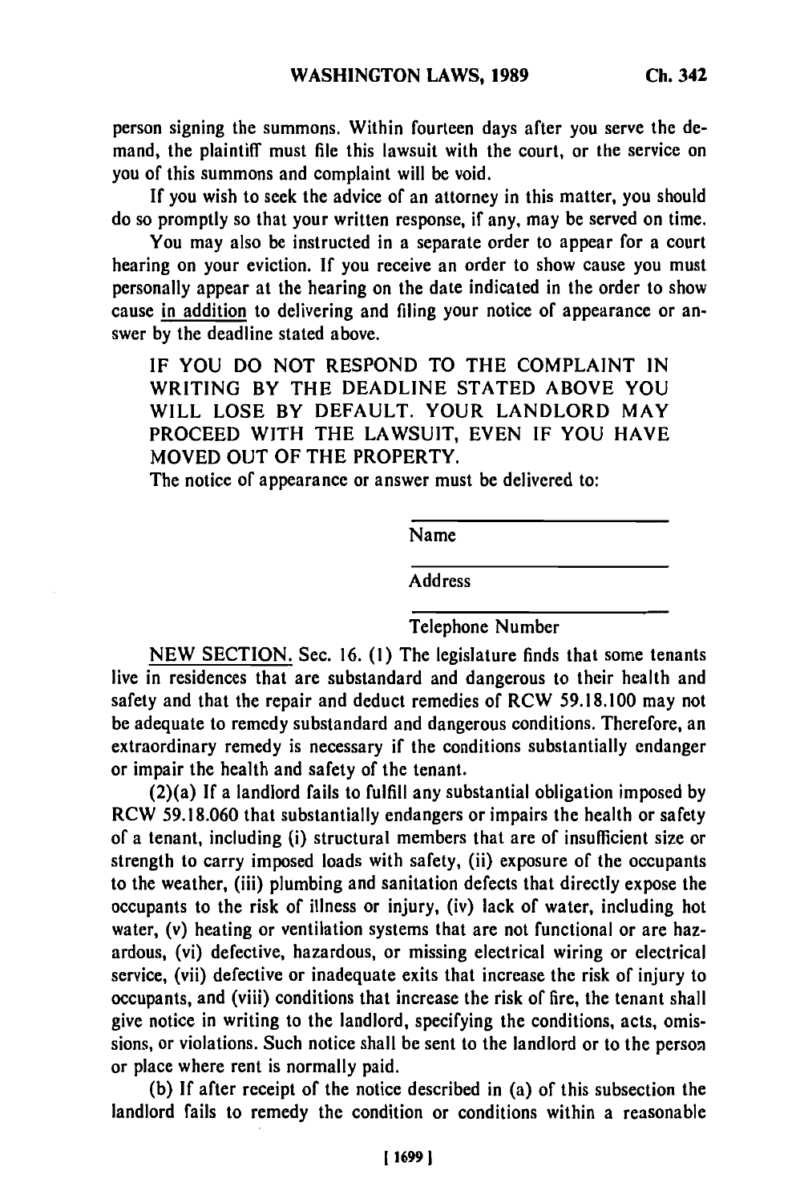person signing the summons. Within fourteen days after you serve the demand, the plaintiff must file this lawsuit with the court, or the service on you of this summons and complaint will be void.

If you wish to seek the advice of an attorney in this matter, you should do so promptly so that your written response, if any, may be served on time.

You may also be instructed in a separate order to appear for a court hearing on your eviction. If you receive an order to show cause you must personally appear at the hearing on the date indicated in the order to show cause <u>in addition</u> to delivering and filing your notice of appearance or answer by the deadline stated above.

IF YOU DO NOT RESPOND TO THE COMPLAINT IN WRITING BY THE DEADLINE STATED ABOVE YOU WILL LOSE BY DEFAULT. YOUR LANDLORD MAY PROCEED WITH THE LAWSUIT, EVEN IF YOU HAVE MOVED OUT OF THE PROPERTY.

The notice of appearance or answer must be delivered to:

\_\_\_\_\_\_\_\_\_\_\_\_\_\_\_\_\_\_\_\_
Name

\_\_\_\_\_\_\_\_\_\_\_\_\_\_\_\_\_\_\_\_
Address

\_\_\_\_\_\_\_\_\_\_\_\_\_\_\_\_\_\_\_\_
Telephone Number

<u>NEW SECTION.</u> Sec. 16. (1) The legislature finds that some tenants live in residences that are substandard and dangerous to their health and safety and that the repair and deduct remedies of RCW 59.18.100 may not be adequate to remedy substandard and dangerous conditions. Therefore, an extraordinary remedy is necessary if the conditions substantially endanger or impair the health and safety of the tenant.

(2)(a) If a landlord fails to fulfill any substantial obligation imposed by RCW 59.18.060 that substantially endangers or impairs the health or safety of a tenant, including (i) structural members that are of insufficient size or strength to carry imposed loads with safety, (ii) exposure of the occupants to the weather, (iii) plumbing and sanitation defects that directly expose the occupants to the risk of illness or injury, (iv) lack of water, including hot water, (v) heating or ventilation systems that are not functional or are hazardous, (vi) defective, hazardous, or missing electrical wiring or electrical service, (vii) defective or inadequate exits that increase the risk of injury to occupants, and (viii) conditions that increase the risk of fire, the tenant shall give notice in writing to the landlord, specifying the conditions, acts, omissions, or violations. Such notice shall be sent to the landlord or to the person or place where rent is normally paid.

(b) If after receipt of the notice described in (a) of this subsection the landlord fails to remedy the condition or conditions within a reasonable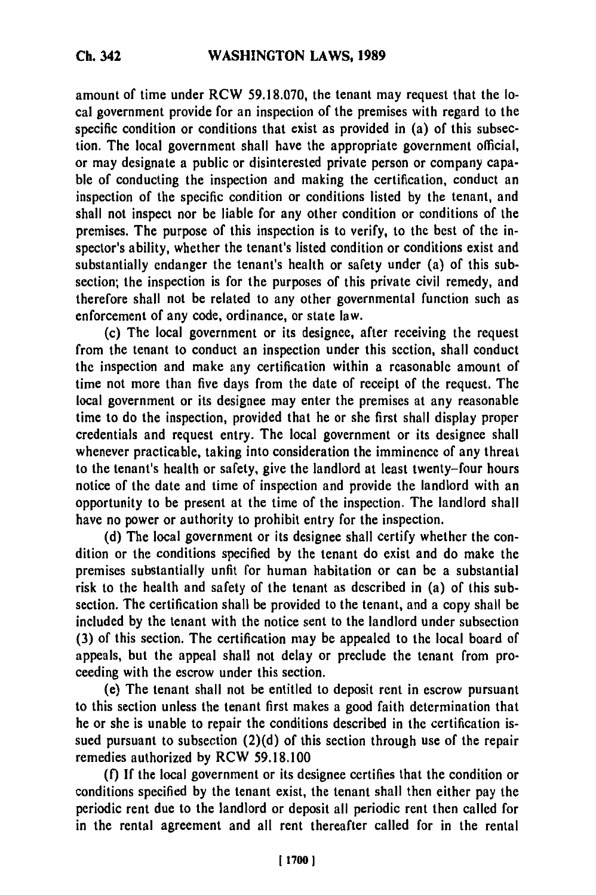amount of time under RCW 59.18.070, the tenant may request that the local government provide for an inspection of the premises with regard to the specific condition or conditions that exist as provided in (a) of this subsection. The local government shall have the appropriate government official, or may designate a public or disinterested private person or company capable of conducting the inspection and making the certification, conduct an inspection of the specific condition or conditions listed by the tenant, and shall not inspect nor be liable for any other condition or conditions of the premises. The purpose of this inspection is to verify, to the best of the inspector's ability, whether the tenant's listed condition or conditions exist and substantially endanger the tenant's health or safety under (a) of this subsection; the inspection is for the purposes of this private civil remedy, and therefore shall not be related to any other governmental function such as enforcement of any code, ordinance, or state law.

(c) The local government or its designee, after receiving the request from the tenant to conduct an inspection under this section, shall conduct the inspection and make any certification within a reasonable amount of time not more than five days from the date of receipt of the request. The local government or its designee may enter the premises at any reasonable time to do the inspection, provided that he or she first shall display proper credentials and request entry. The local government or its designee shall whenever practicable, taking into consideration the imminence of any threat to the tenant's health or safety, give the landlord at least twenty-four hours notice of the date and time of inspection and provide the landlord with an opportunity to be present at the time of the inspection. The landlord shall have no power or authority to prohibit entry for the inspection.

(d) The local government or its designee shall certify whether the condition or the conditions specified by the tenant do exist and do make the premises substantially unfit for human habitation or can be a substantial risk to the health and safety of the tenant as described in (a) of this subsection. The certification shall be provided to the tenant, and a copy shall be included by the tenant with the notice sent to the landlord under subsection (3) of this section. The certification may be appealed to the local board of appeals, but the appeal shall not delay or preclude the tenant from proceeding with the escrow under this section.

(e) The tenant shall not be entitled to deposit rent in escrow pursuant to this section unless the tenant first makes a good faith determination that he or she is unable to repair the conditions described in the certification issued pursuant to subsection (2)(d) of this section through use of the repair remedies authorized by RCW 59.18.100

(f) If the local government or its designee certifies that the condition or conditions specified by the tenant exist, the tenant shall then either pay the periodic rent due to the landlord or deposit all periodic rent then called for in the rental agreement and all rent thereafter called for in the rental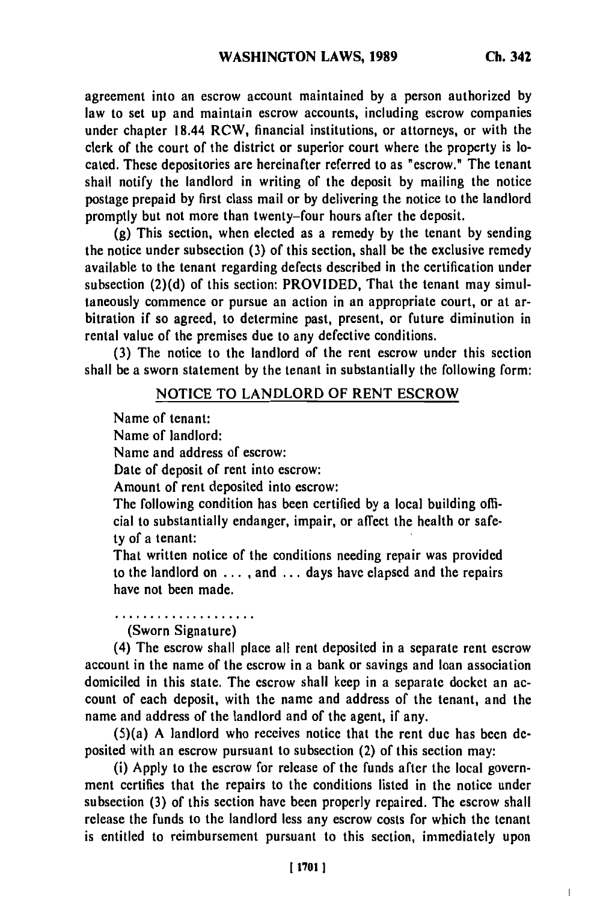agreement into an escrow account maintained by a person authorized by law to set up and maintain escrow accounts, including escrow companies under chapter 18.44 RCW, financial institutions, or attorneys, or with the clerk of the court of the district or superior court where the property is located. These depositories are hereinafter referred to as "escrow." The tenant shall notify the landlord in writing of the deposit by mailing the notice postage prepaid by first class mail or by delivering the notice to the landlord promptly but not more than twenty-four hours after the deposit.

(g) This section, when elected as a remedy by the tenant by sending the notice under subsection (3) of this section, shall be the exclusive remedy available to the tenant regarding defects described in the certification under subsection (2)(d) of this section: PROVIDED, That the tenant may simultaneously commence or pursue an action in an appropriate court, or at arbitration if so agreed, to determine past, present, or future diminution in rental value of the premises due to any defective conditions.

(3) The notice to the landlord of the rent escrow under this section shall be a sworn statement by the tenant in substantially the following form:

NOTICE TO LANDLORD OF RENT ESCROW

Name of tenant:

Name of landlord:

Name and address of escrow:

Date of deposit of rent into escrow:

Amount of rent deposited into escrow:

The following condition has been certified by a local building official to substantially endanger, impair, or affect the health or safety of a tenant:

That written notice of the conditions needing repair was provided to the landlord on . . . , and . . . days have elapsed and the repairs have not been made.

. . . . . . . . . . . . . . . . . . . .

(Sworn Signature)

(4) The escrow shall place all rent deposited in a separate rent escrow account in the name of the escrow in a bank or savings and loan association domiciled in this state. The escrow shall keep in a separate docket an account of each deposit, with the name and address of the tenant, and the name and address of the landlord and of the agent, if any.

(5)(a) A landlord who receives notice that the rent due has been deposited with an escrow pursuant to subsection (2) of this section may:

(i) Apply to the escrow for release of the funds after the local government certifies that the repairs to the conditions listed in the notice under subsection (3) of this section have been properly repaired. The escrow shall release the funds to the landlord less any escrow costs for which the tenant is entitled to reimbursement pursuant to this section, immediately upon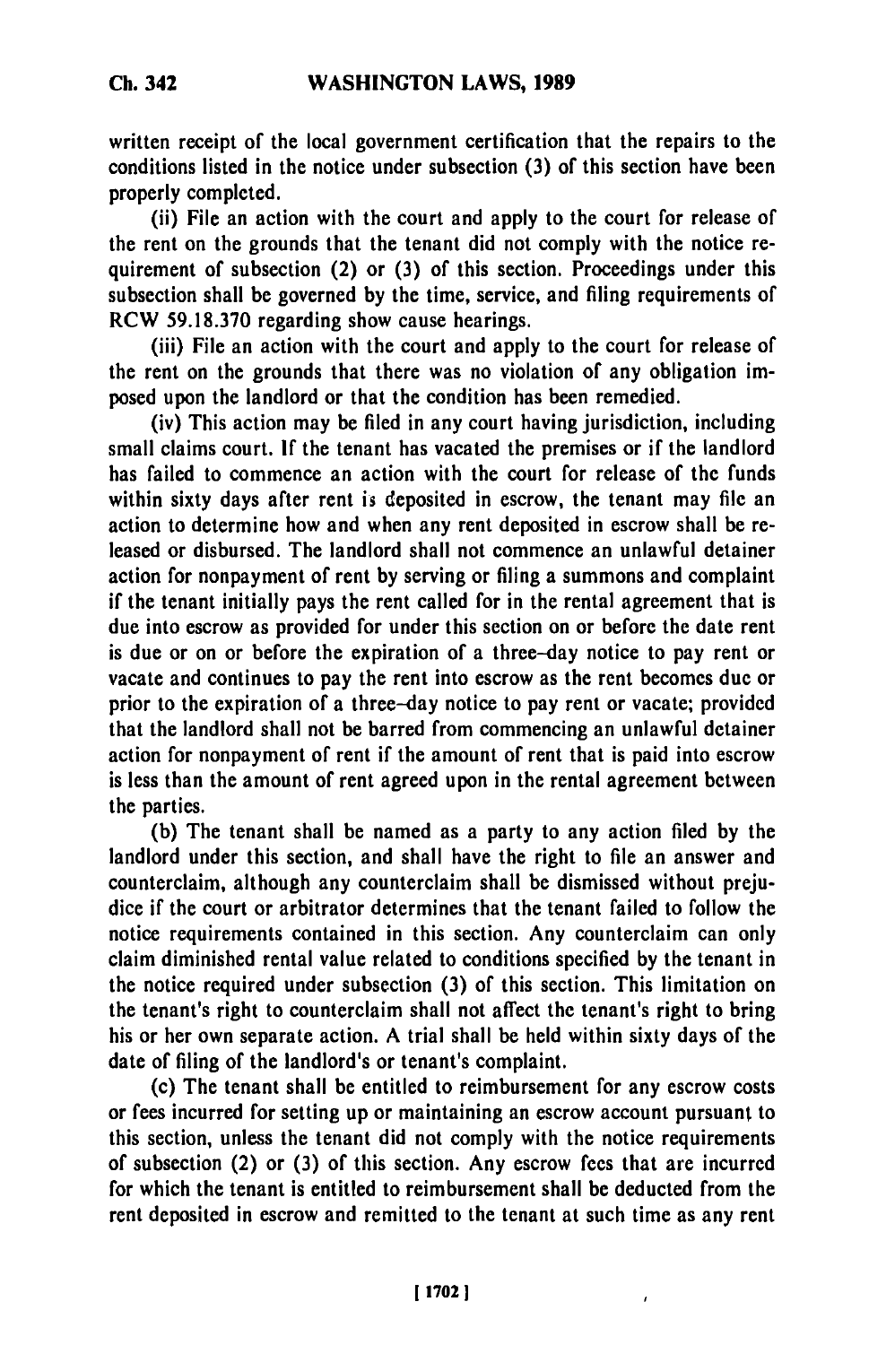written receipt of the local government certification that the repairs to the conditions listed in the notice under subsection (3) of this section have been properly completed.

(ii) File an action with the court and apply to the court for release of the rent on the grounds that the tenant did not comply with the notice requirement of subsection (2) or (3) of this section. Proceedings under this subsection shall be governed by the time, service, and filing requirements of RCW 59.18.370 regarding show cause hearings.

(iii) File an action with the court and apply to the court for release of the rent on the grounds that there was no violation of any obligation imposed upon the landlord or that the condition has been remedied.

(iv) This action may be filed in any court having jurisdiction, including small claims court. If the tenant has vacated the premises or if the landlord has failed to commence an action with the court for release of the funds within sixty days after rent is deposited in escrow, the tenant may file an action to determine how and when any rent deposited in escrow shall be released or disbursed. The landlord shall not commence an unlawful detainer action for nonpayment of rent by serving or filing a summons and complaint if the tenant initially pays the rent called for in the rental agreement that is due into escrow as provided for under this section on or before the date rent is due or on or before the expiration of a three-day notice to pay rent or vacate and continues to pay the rent into escrow as the rent becomes due or prior to the expiration of a three-day notice to pay rent or vacate; provided that the landlord shall not be barred from commencing an unlawful detainer action for nonpayment of rent if the amount of rent that is paid into escrow is less than the amount of rent agreed upon in the rental agreement between the parties.

(b) The tenant shall be named as a party to any action filed by the landlord under this section, and shall have the right to file an answer and counterclaim, although any counterclaim shall be dismissed without prejudice if the court or arbitrator determines that the tenant failed to follow the notice requirements contained in this section. Any counterclaim can only claim diminished rental value related to conditions specified by the tenant in the notice required under subsection (3) of this section. This limitation on the tenant's right to counterclaim shall not affect the tenant's right to bring his or her own separate action. A trial shall be held within sixty days of the date of filing of the landlord's or tenant's complaint.

(c) The tenant shall be entitled to reimbursement for any escrow costs or fees incurred for setting up or maintaining an escrow account pursuant to this section, unless the tenant did not comply with the notice requirements of subsection (2) or (3) of this section. Any escrow fees that are incurred for which the tenant is entitled to reimbursement shall be deducted from the rent deposited in escrow and remitted to the tenant at such time as any rent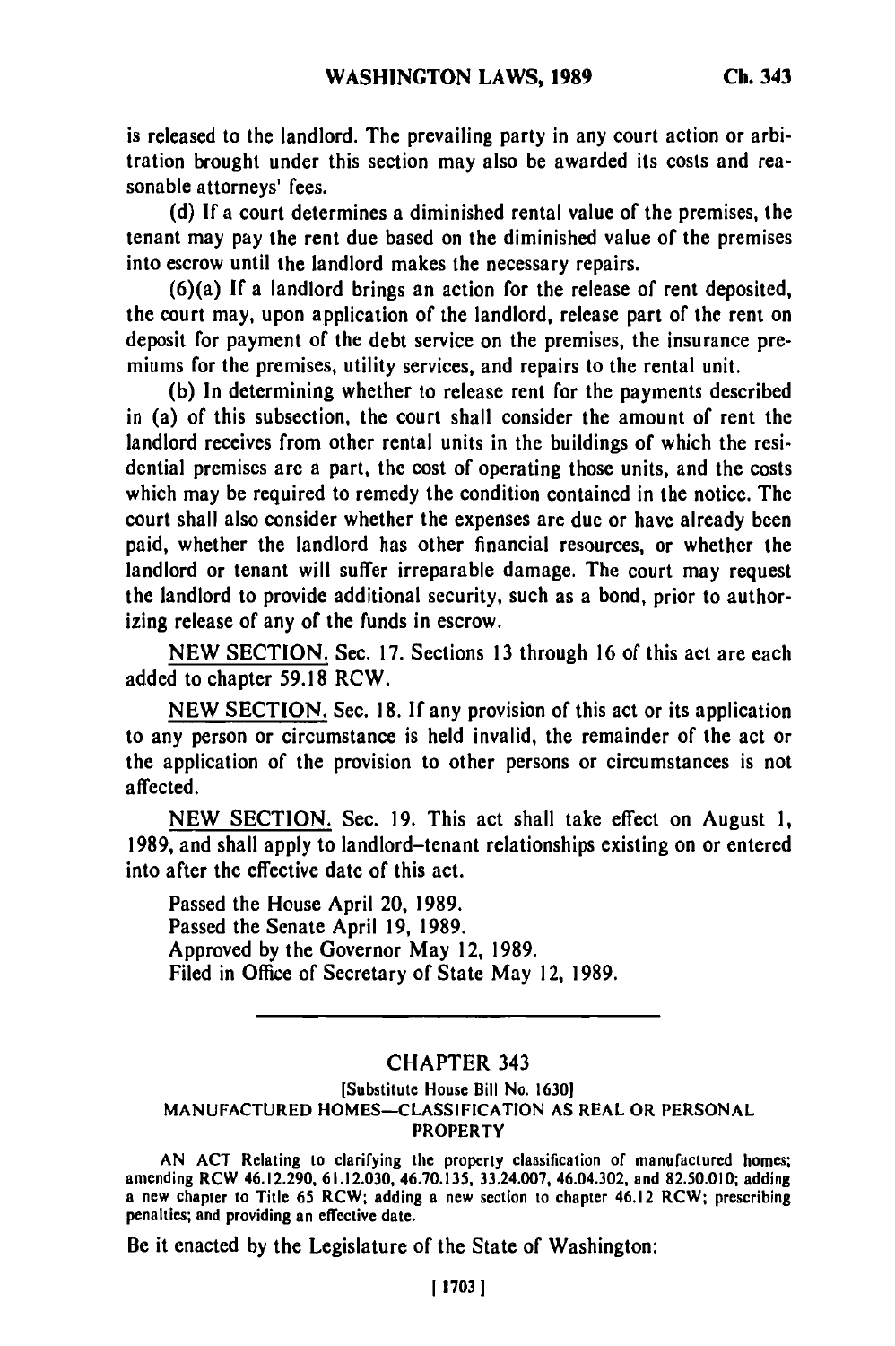is released to the landlord. The prevailing party in any court action or arbitration brought under this section may also be awarded its costs and reasonable attorneys' fees.

(d) If a court determines a diminished rental value of the premises, the tenant may pay the rent due based on the diminished value of the premises into escrow until the landlord makes the necessary repairs.

(6)(a) If a landlord brings an action for the release of rent deposited, the court may, upon application of the landlord, release part of the rent on deposit for payment of the debt service on the premises, the insurance premiums for the premises, utility services, and repairs to the rental unit.

(b) In determining whether to release rent for the payments described in (a) of this subsection, the court shall consider the amount of rent the landlord receives from other rental units in the buildings of which the residential premises are a part, the cost of operating those units, and the costs which may be required to remedy the condition contained in the notice. The court shall also consider whether the expenses are due or have already been paid, whether the landlord has other financial resources, or whether the landlord or tenant will suffer irreparable damage. The court may request the landlord to provide additional security, such as a bond, prior to authorizing release of any of the funds in escrow.

NEW SECTION. Sec. 17. Sections 13 through 16 of this act are each added to chapter 59.18 RCW.

NEW SECTION. Sec. 18. If any provision of this act or its application to any person or circumstance is held invalid, the remainder of the act or the application of the provision to other persons or circumstances is not affected.

NEW SECTION. Sec. 19. This act shall take effect on August 1, 1989, and shall apply to landlord-tenant relationships existing on or entered into after the effective date of this act.

Passed the House April 20, 1989.
Passed the Senate April 19, 1989.
Approved by the Governor May 12, 1989.
Filed in Office of Secretary of State May 12, 1989.

---

## CHAPTER 343

[Substitute House Bill No. 1630]

MANUFACTURED HOMES—CLASSIFICATION AS REAL OR PERSONAL PROPERTY

AN ACT Relating to clarifying the property classification of manufactured homes; amending RCW 46.12.290, 61.12.030, 46.70.135, 33.24.007, 46.04.302, and 82.50.010; adding a new chapter to Title 65 RCW; adding a new section to chapter 46.12 RCW; prescribing penalties; and providing an effective date.

Be it enacted by the Legislature of the State of Washington: